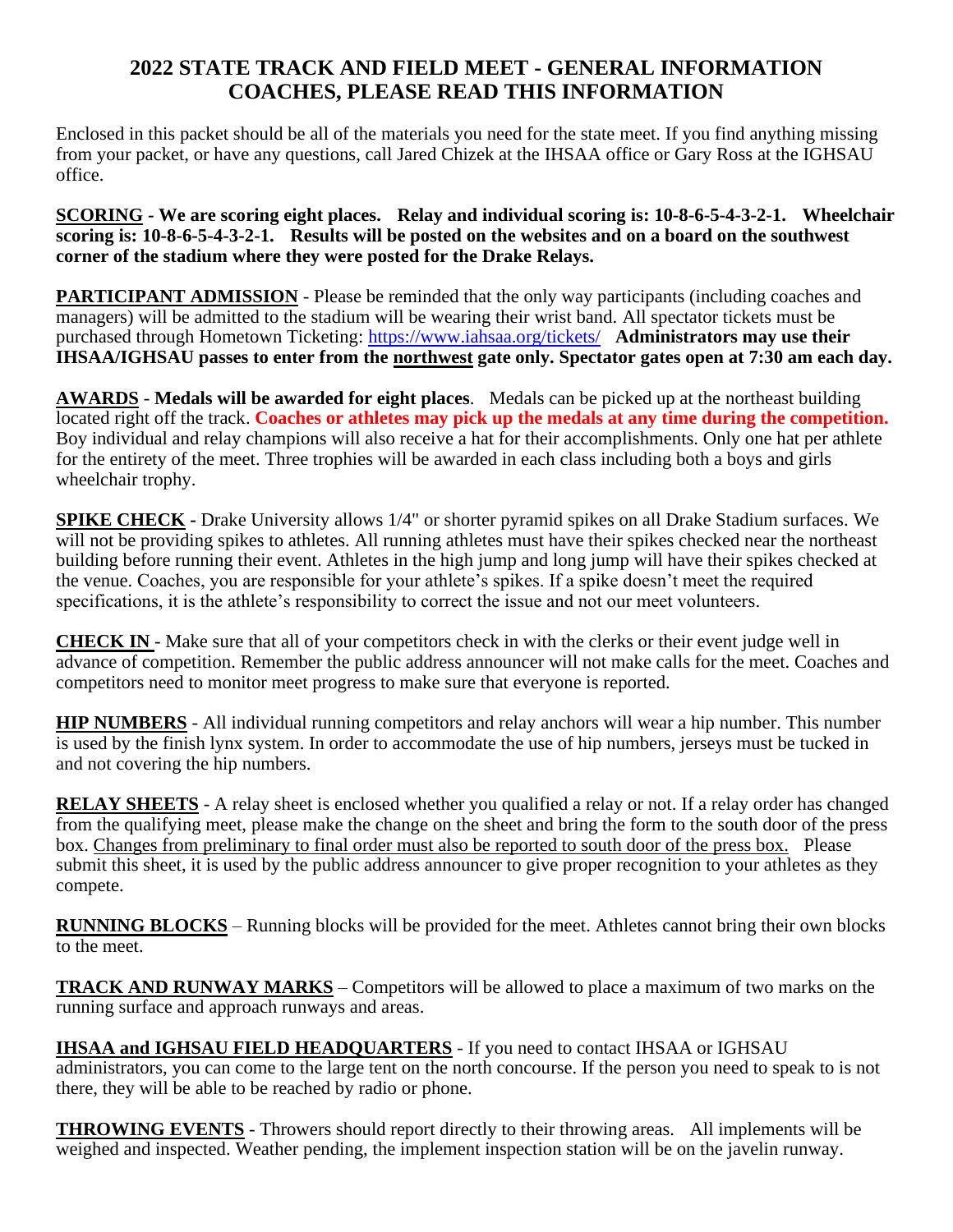# 2022 STATE TRACK AND FIELD MEET - GENERAL INFORMATION
# COACHES, PLEASE READ THIS INFORMATION

Enclosed in this packet should be all of the materials you need for the state meet. If you find anything missing from your packet, or have any questions, call Jared Chizek at the IHSAA office or Gary Ross at the IGHSAU office.

**SCORING - We are scoring eight places. Relay and individual scoring is: 10-8-6-5-4-3-2-1. Wheelchair scoring is: 10-8-6-5-4-3-2-1. Results will be posted on the websites and on a board on the southwest corner of the stadium where they were posted for the Drake Relays.**

**PARTICIPANT ADMISSION** - Please be reminded that the only way participants (including coaches and managers) will be admitted to the stadium will be wearing their wrist band. All spectator tickets must be purchased through Hometown Ticketing: https://www.iahsaa.org/tickets/ **Administrators may use their IHSAA/IGHSAU passes to enter from the northwest gate only. Spectator gates open at 7:30 am each day.**

**AWARDS** - **Medals will be awarded for eight places**. Medals can be picked up at the northeast building located right off the track. **Coaches or athletes may pick up the medals at any time during the competition.** Boy individual and relay champions will also receive a hat for their accomplishments. Only one hat per athlete for the entirety of the meet. Three trophies will be awarded in each class including both a boys and girls wheelchair trophy.

**SPIKE CHECK** - Drake University allows 1/4" or shorter pyramid spikes on all Drake Stadium surfaces. We will not be providing spikes to athletes. All running athletes must have their spikes checked near the northeast building before running their event. Athletes in the high jump and long jump will have their spikes checked at the venue. Coaches, you are responsible for your athlete's spikes. If a spike doesn't meet the required specifications, it is the athlete's responsibility to correct the issue and not our meet volunteers.

**CHECK IN** - Make sure that all of your competitors check in with the clerks or their event judge well in advance of competition. Remember the public address announcer will not make calls for the meet. Coaches and competitors need to monitor meet progress to make sure that everyone is reported.

**HIP NUMBERS** - All individual running competitors and relay anchors will wear a hip number. This number is used by the finish lynx system. In order to accommodate the use of hip numbers, jerseys must be tucked in and not covering the hip numbers.

**RELAY SHEETS** - A relay sheet is enclosed whether you qualified a relay or not. If a relay order has changed from the qualifying meet, please make the change on the sheet and bring the form to the south door of the press box. Changes from preliminary to final order must also be reported to south door of the press box. Please submit this sheet, it is used by the public address announcer to give proper recognition to your athletes as they compete.

**RUNNING BLOCKS** – Running blocks will be provided for the meet. Athletes cannot bring their own blocks to the meet.

**TRACK AND RUNWAY MARKS** – Competitors will be allowed to place a maximum of two marks on the running surface and approach runways and areas.

**IHSAA and IGHSAU FIELD HEADQUARTERS** - If you need to contact IHSAA or IGHSAU administrators, you can come to the large tent on the north concourse. If the person you need to speak to is not there, they will be able to be reached by radio or phone.

**THROWING EVENTS** - Throwers should report directly to their throwing areas. All implements will be weighed and inspected. Weather pending, the implement inspection station will be on the javelin runway.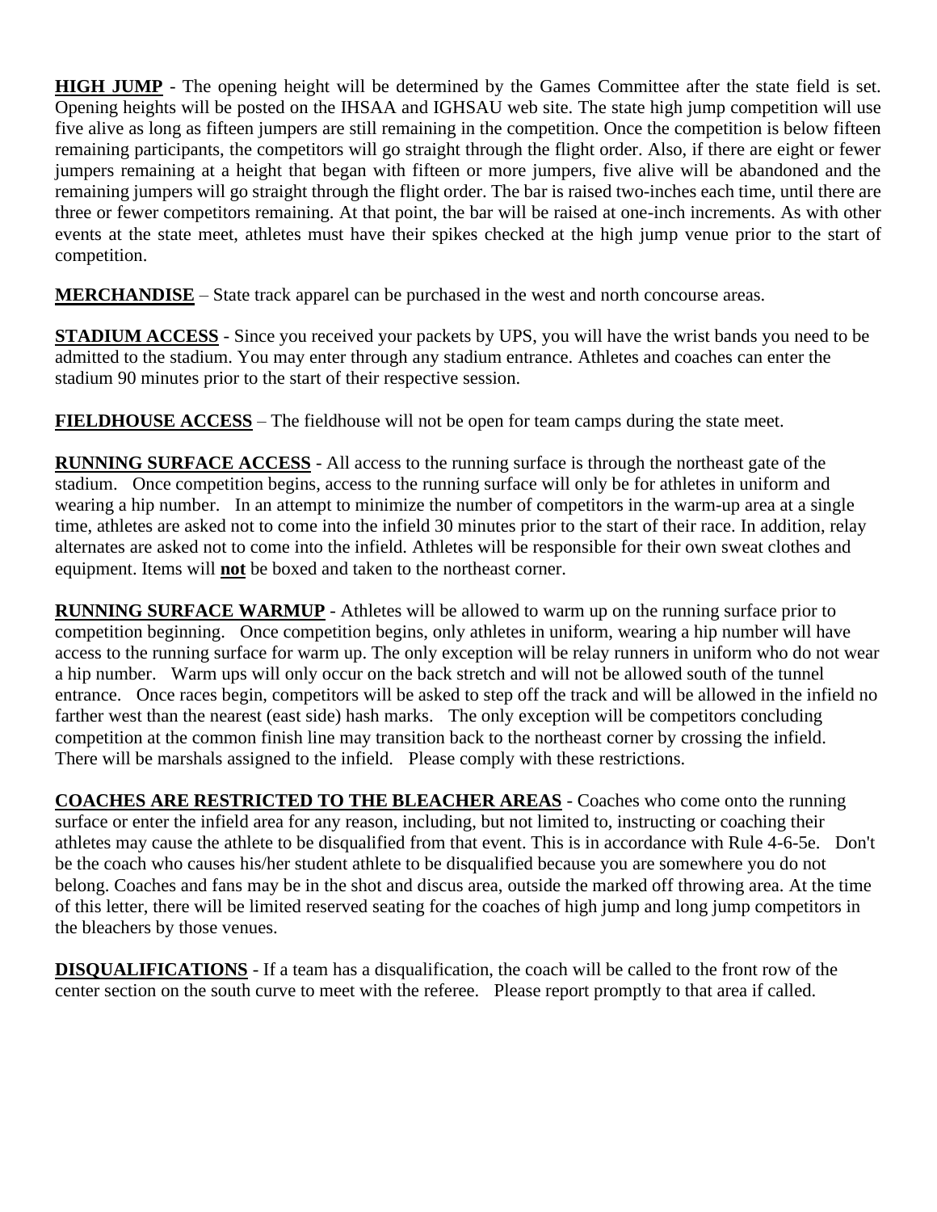**HIGH JUMP** - The opening height will be determined by the Games Committee after the state field is set. Opening heights will be posted on the IHSAA and IGHSAU web site. The state high jump competition will use five alive as long as fifteen jumpers are still remaining in the competition. Once the competition is below fifteen remaining participants, the competitors will go straight through the flight order. Also, if there are eight or fewer jumpers remaining at a height that began with fifteen or more jumpers, five alive will be abandoned and the remaining jumpers will go straight through the flight order. The bar is raised two-inches each time, until there are three or fewer competitors remaining. At that point, the bar will be raised at one-inch increments. As with other events at the state meet, athletes must have their spikes checked at the high jump venue prior to the start of competition.

**MERCHANDISE** – State track apparel can be purchased in the west and north concourse areas.

**STADIUM ACCESS** - Since you received your packets by UPS, you will have the wrist bands you need to be admitted to the stadium. You may enter through any stadium entrance. Athletes and coaches can enter the stadium 90 minutes prior to the start of their respective session.

**FIELDHOUSE ACCESS** – The fieldhouse will not be open for team camps during the state meet.

**RUNNING SURFACE ACCESS** - All access to the running surface is through the northeast gate of the stadium. Once competition begins, access to the running surface will only be for athletes in uniform and wearing a hip number. In an attempt to minimize the number of competitors in the warm-up area at a single time, athletes are asked not to come into the infield 30 minutes prior to the start of their race. In addition, relay alternates are asked not to come into the infield. Athletes will be responsible for their own sweat clothes and equipment. Items will **not** be boxed and taken to the northeast corner.

**RUNNING SURFACE WARMUP** - Athletes will be allowed to warm up on the running surface prior to competition beginning. Once competition begins, only athletes in uniform, wearing a hip number will have access to the running surface for warm up. The only exception will be relay runners in uniform who do not wear a hip number. Warm ups will only occur on the back stretch and will not be allowed south of the tunnel entrance. Once races begin, competitors will be asked to step off the track and will be allowed in the infield no farther west than the nearest (east side) hash marks. The only exception will be competitors concluding competition at the common finish line may transition back to the northeast corner by crossing the infield. There will be marshals assigned to the infield. Please comply with these restrictions.

**COACHES ARE RESTRICTED TO THE BLEACHER AREAS** - Coaches who come onto the running surface or enter the infield area for any reason, including, but not limited to, instructing or coaching their athletes may cause the athlete to be disqualified from that event. This is in accordance with Rule 4-6-5e. Don't be the coach who causes his/her student athlete to be disqualified because you are somewhere you do not belong. Coaches and fans may be in the shot and discus area, outside the marked off throwing area. At the time of this letter, there will be limited reserved seating for the coaches of high jump and long jump competitors in the bleachers by those venues.

**DISQUALIFICATIONS** - If a team has a disqualification, the coach will be called to the front row of the center section on the south curve to meet with the referee. Please report promptly to that area if called.